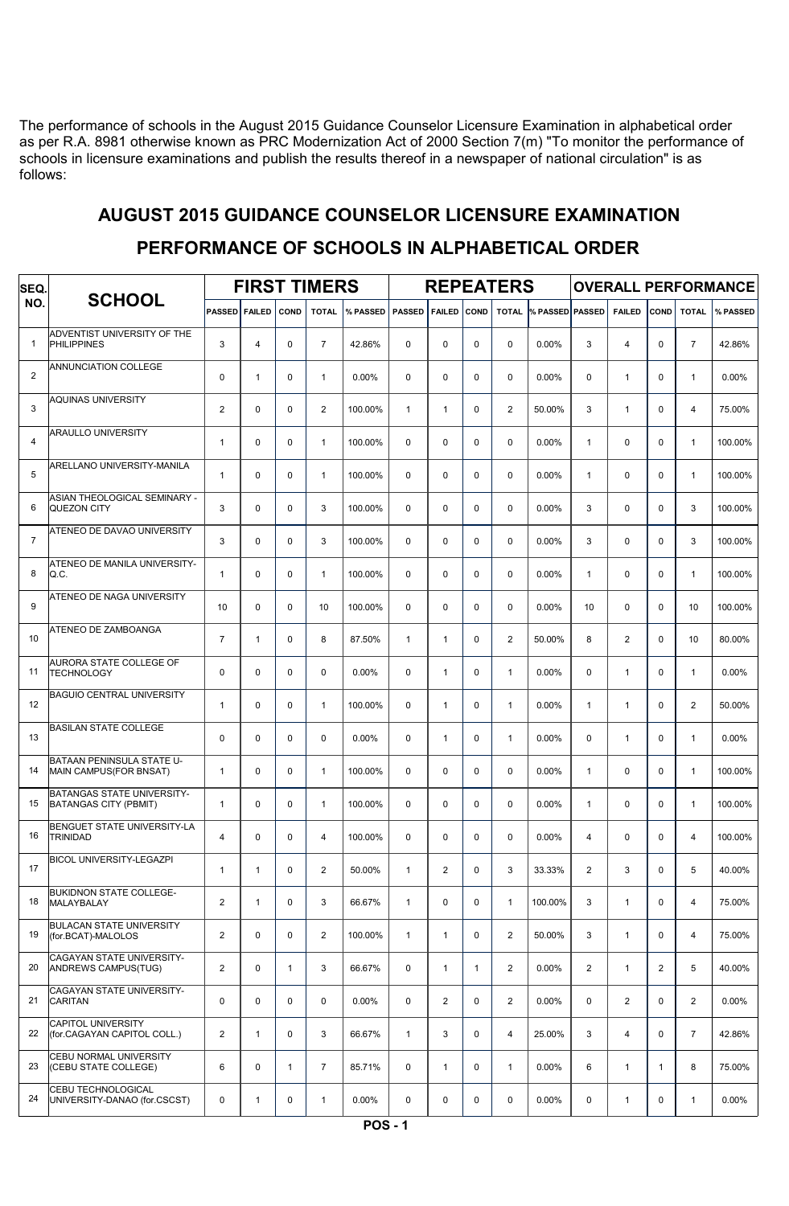The performance of schools in the August 2015 Guidance Counselor Licensure Examination in alphabetical order as per R.A. 8981 otherwise known as PRC Modernization Act of 2000 Section 7(m) "To monitor the performance of schools in licensure examinations and publish the results thereof in a newspaper of national circulation" is as follows:

## AUGUST 2015 GUIDANCE COUNSELOR LICENSURE EXAMINATION

## PERFORMANCE OF SCHOOLS IN ALPHABETICAL ORDER

| SEQ. NO. | SCHOOL | FIRST TIMERS | | | | | REPEATERS | | | | | OVERALL PERFORMANCE | | | | |
|---|---|---|---|---|---|---|---|---|---|---|---|---|---|---|---|---|
| | | PASSED | FAILED | COND | TOTAL | % PASSED | PASSED | FAILED | COND | TOTAL | % PASSED | PASSED | FAILED | COND | TOTAL | % PASSED |
| 1 | ADVENTIST UNIVERSITY OF THE PHILIPPINES | 3 | 4 | 0 | 7 | 42.86% | 0 | 0 | 0 | 0 | 0.00% | 3 | 4 | 0 | 7 | 42.86% |
| 2 | ANNUNCIATION COLLEGE | 0 | 1 | 0 | 1 | 0.00% | 0 | 0 | 0 | 0 | 0.00% | 0 | 1 | 0 | 1 | 0.00% |
| 3 | AQUINAS UNIVERSITY | 2 | 0 | 0 | 2 | 100.00% | 1 | 1 | 0 | 2 | 50.00% | 3 | 1 | 0 | 4 | 75.00% |
| 4 | ARAULLO UNIVERSITY | 1 | 0 | 0 | 1 | 100.00% | 0 | 0 | 0 | 0 | 0.00% | 1 | 0 | 0 | 1 | 100.00% |
| 5 | ARELLANO UNIVERSITY-MANILA | 1 | 0 | 0 | 1 | 100.00% | 0 | 0 | 0 | 0 | 0.00% | 1 | 0 | 0 | 1 | 100.00% |
| 6 | ASIAN THEOLOGICAL SEMINARY - QUEZON CITY | 3 | 0 | 0 | 3 | 100.00% | 0 | 0 | 0 | 0 | 0.00% | 3 | 0 | 0 | 3 | 100.00% |
| 7 | ATENEO DE DAVAO UNIVERSITY | 3 | 0 | 0 | 3 | 100.00% | 0 | 0 | 0 | 0 | 0.00% | 3 | 0 | 0 | 3 | 100.00% |
| 8 | ATENEO DE MANILA UNIVERSITY-Q.C. | 1 | 0 | 0 | 1 | 100.00% | 0 | 0 | 0 | 0 | 0.00% | 1 | 0 | 0 | 1 | 100.00% |
| 9 | ATENEO DE NAGA UNIVERSITY | 10 | 0 | 0 | 10 | 100.00% | 0 | 0 | 0 | 0 | 0.00% | 10 | 0 | 0 | 10 | 100.00% |
| 10 | ATENEO DE ZAMBOANGA | 7 | 1 | 0 | 8 | 87.50% | 1 | 1 | 0 | 2 | 50.00% | 8 | 2 | 0 | 10 | 80.00% |
| 11 | AURORA STATE COLLEGE OF TECHNOLOGY | 0 | 0 | 0 | 0 | 0.00% | 0 | 1 | 0 | 1 | 0.00% | 0 | 1 | 0 | 1 | 0.00% |
| 12 | BAGUIO CENTRAL UNIVERSITY | 1 | 0 | 0 | 1 | 100.00% | 0 | 1 | 0 | 1 | 0.00% | 1 | 1 | 0 | 2 | 50.00% |
| 13 | BASILAN STATE COLLEGE | 0 | 0 | 0 | 0 | 0.00% | 0 | 1 | 0 | 1 | 0.00% | 0 | 1 | 0 | 1 | 0.00% |
| 14 | BATAAN PENINSULA STATE U-MAIN CAMPUS(FOR BNSAT) | 1 | 0 | 0 | 1 | 100.00% | 0 | 0 | 0 | 0 | 0.00% | 1 | 0 | 0 | 1 | 100.00% |
| 15 | BATANGAS STATE UNIVERSITY-BATANGAS CITY (PBMIT) | 1 | 0 | 0 | 1 | 100.00% | 0 | 0 | 0 | 0 | 0.00% | 1 | 0 | 0 | 1 | 100.00% |
| 16 | BENGUET STATE UNIVERSITY-LA TRINIDAD | 4 | 0 | 0 | 4 | 100.00% | 0 | 0 | 0 | 0 | 0.00% | 4 | 0 | 0 | 4 | 100.00% |
| 17 | BICOL UNIVERSITY-LEGAZPI | 1 | 1 | 0 | 2 | 50.00% | 1 | 2 | 0 | 3 | 33.33% | 2 | 3 | 0 | 5 | 40.00% |
| 18 | BUKIDNON STATE COLLEGE-MALAYBALAY | 2 | 1 | 0 | 3 | 66.67% | 1 | 0 | 0 | 1 | 100.00% | 3 | 1 | 0 | 4 | 75.00% |
| 19 | BULACAN STATE UNIVERSITY (for.BCAT)-MALOLOS | 2 | 0 | 0 | 2 | 100.00% | 1 | 1 | 0 | 2 | 50.00% | 3 | 1 | 0 | 4 | 75.00% |
| 20 | CAGAYAN STATE UNIVERSITY-ANDREWS CAMPUS(TUG) | 2 | 0 | 1 | 3 | 66.67% | 0 | 1 | 1 | 2 | 0.00% | 2 | 1 | 2 | 5 | 40.00% |
| 21 | CAGAYAN STATE UNIVERSITY-CARITAN | 0 | 0 | 0 | 0 | 0.00% | 0 | 2 | 0 | 2 | 0.00% | 0 | 2 | 0 | 2 | 0.00% |
| 22 | CAPITOL UNIVERSITY (for.CAGAYAN CAPITOL COLL.) | 2 | 1 | 0 | 3 | 66.67% | 1 | 3 | 0 | 4 | 25.00% | 3 | 4 | 0 | 7 | 42.86% |
| 23 | CEBU NORMAL UNIVERSITY (CEBU STATE COLLEGE) | 6 | 0 | 1 | 7 | 85.71% | 0 | 1 | 0 | 1 | 0.00% | 6 | 1 | 1 | 8 | 75.00% |
| 24 | CEBU TECHNOLOGICAL UNIVERSITY-DANAO (for.CSCST) | 0 | 1 | 0 | 1 | 0.00% | 0 | 0 | 0 | 0 | 0.00% | 0 | 1 | 0 | 1 | 0.00% |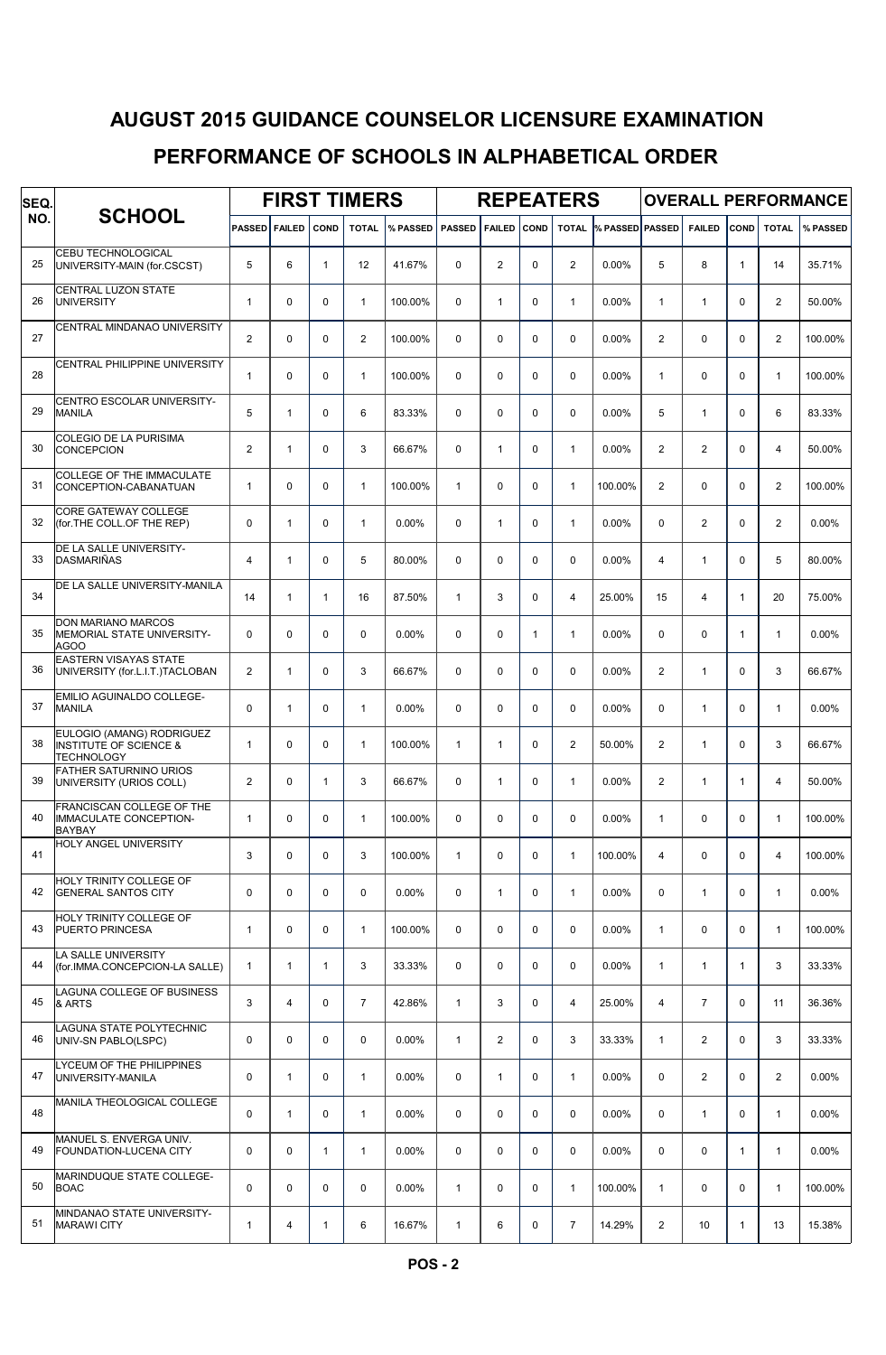# AUGUST 2015 GUIDANCE COUNSELOR LICENSURE EXAMINATION

## PERFORMANCE OF SCHOOLS IN ALPHABETICAL ORDER

| SEQ. NO. | SCHOOL | FIRST TIMERS | | | | | REPEATERS | | | | | OVERALL PERFORMANCE | | | | |
|---|---|---|---|---|---|---|---|---|---|---|---|---|---|---|---|---|
| | | PASSED | FAILED | COND | TOTAL | % PASSED | PASSED | FAILED | COND | TOTAL | % PASSED | PASSED | FAILED | COND | TOTAL | % PASSED |
| 25 | CEBU TECHNOLOGICAL UNIVERSITY-MAIN (for.CSCST) | 5 | 6 | 1 | 12 | 41.67% | 0 | 2 | 0 | 2 | 0.00% | 5 | 8 | 1 | 14 | 35.71% |
| 26 | CENTRAL LUZON STATE UNIVERSITY | 1 | 0 | 0 | 1 | 100.00% | 0 | 1 | 0 | 1 | 0.00% | 1 | 1 | 0 | 2 | 50.00% |
| 27 | CENTRAL MINDANAO UNIVERSITY | 2 | 0 | 0 | 2 | 100.00% | 0 | 0 | 0 | 0 | 0.00% | 2 | 0 | 0 | 2 | 100.00% |
| 28 | CENTRAL PHILIPPINE UNIVERSITY | 1 | 0 | 0 | 1 | 100.00% | 0 | 0 | 0 | 0 | 0.00% | 1 | 0 | 0 | 1 | 100.00% |
| 29 | CENTRO ESCOLAR UNIVERSITY-MANILA | 5 | 1 | 0 | 6 | 83.33% | 0 | 0 | 0 | 0 | 0.00% | 5 | 1 | 0 | 6 | 83.33% |
| 30 | COLEGIO DE LA PURISIMA CONCEPCION | 2 | 1 | 0 | 3 | 66.67% | 0 | 1 | 0 | 1 | 0.00% | 2 | 2 | 0 | 4 | 50.00% |
| 31 | COLLEGE OF THE IMMACULATE CONCEPTION-CABANATUAN | 1 | 0 | 0 | 1 | 100.00% | 1 | 0 | 0 | 1 | 100.00% | 2 | 0 | 0 | 2 | 100.00% |
| 32 | CORE GATEWAY COLLEGE (for.THE COLL.OF THE REP) | 0 | 1 | 0 | 1 | 0.00% | 0 | 1 | 0 | 1 | 0.00% | 0 | 2 | 0 | 2 | 0.00% |
| 33 | DE LA SALLE UNIVERSITY-DASMARIÑAS | 4 | 1 | 0 | 5 | 80.00% | 0 | 0 | 0 | 0 | 0.00% | 4 | 1 | 0 | 5 | 80.00% |
| 34 | DE LA SALLE UNIVERSITY-MANILA | 14 | 1 | 1 | 16 | 87.50% | 1 | 3 | 0 | 4 | 25.00% | 15 | 4 | 1 | 20 | 75.00% |
| 35 | DON MARIANO MARCOS MEMORIAL STATE UNIVERSITY-AGOO | 0 | 0 | 0 | 0 | 0.00% | 0 | 0 | 1 | 1 | 0.00% | 0 | 0 | 1 | 1 | 0.00% |
| 36 | EASTERN VISAYAS STATE UNIVERSITY (for.L.I.T.)TACLOBAN | 2 | 1 | 0 | 3 | 66.67% | 0 | 0 | 0 | 0 | 0.00% | 2 | 1 | 0 | 3 | 66.67% |
| 37 | EMILIO AGUINALDO COLLEGE-MANILA | 0 | 1 | 0 | 1 | 0.00% | 0 | 0 | 0 | 0 | 0.00% | 0 | 1 | 0 | 1 | 0.00% |
| 38 | EULOGIO (AMANG) RODRIGUEZ INSTITUTE OF SCIENCE & TECHNOLOGY | 1 | 0 | 0 | 1 | 100.00% | 1 | 1 | 0 | 2 | 50.00% | 2 | 1 | 0 | 3 | 66.67% |
| 39 | FATHER SATURNINO URIOS UNIVERSITY (URIOS COLL) | 2 | 0 | 1 | 3 | 66.67% | 0 | 1 | 0 | 1 | 0.00% | 2 | 1 | 1 | 4 | 50.00% |
| 40 | FRANCISCAN COLLEGE OF THE IMMACULATE CONCEPTION-BAYBAY | 1 | 0 | 0 | 1 | 100.00% | 0 | 0 | 0 | 0 | 0.00% | 1 | 0 | 0 | 1 | 100.00% |
| 41 | HOLY ANGEL UNIVERSITY | 3 | 0 | 0 | 3 | 100.00% | 1 | 0 | 0 | 1 | 100.00% | 4 | 0 | 0 | 4 | 100.00% |
| 42 | HOLY TRINITY COLLEGE OF GENERAL SANTOS CITY | 0 | 0 | 0 | 0 | 0.00% | 0 | 1 | 0 | 1 | 0.00% | 0 | 1 | 0 | 1 | 0.00% |
| 43 | HOLY TRINITY COLLEGE OF PUERTO PRINCESA | 1 | 0 | 0 | 1 | 100.00% | 0 | 0 | 0 | 0 | 0.00% | 1 | 0 | 0 | 1 | 100.00% |
| 44 | LA SALLE UNIVERSITY (for.IMMA.CONCEPCION-LA SALLE) | 1 | 1 | 1 | 3 | 33.33% | 0 | 0 | 0 | 0 | 0.00% | 1 | 1 | 1 | 3 | 33.33% |
| 45 | LAGUNA COLLEGE OF BUSINESS & ARTS | 3 | 4 | 0 | 7 | 42.86% | 1 | 3 | 0 | 4 | 25.00% | 4 | 7 | 0 | 11 | 36.36% |
| 46 | LAGUNA STATE POLYTECHNIC UNIV-SN PABLO(LSPC) | 0 | 0 | 0 | 0 | 0.00% | 1 | 2 | 0 | 3 | 33.33% | 1 | 2 | 0 | 3 | 33.33% |
| 47 | LYCEUM OF THE PHILIPPINES UNIVERSITY-MANILA | 0 | 1 | 0 | 1 | 0.00% | 0 | 1 | 0 | 1 | 0.00% | 0 | 2 | 0 | 2 | 0.00% |
| 48 | MANILA THEOLOGICAL COLLEGE | 0 | 1 | 0 | 1 | 0.00% | 0 | 0 | 0 | 0 | 0.00% | 0 | 1 | 0 | 1 | 0.00% |
| 49 | MANUEL S. ENVERGA UNIV. FOUNDATION-LUCENA CITY | 0 | 0 | 1 | 1 | 0.00% | 0 | 0 | 0 | 0 | 0.00% | 0 | 0 | 1 | 1 | 0.00% |
| 50 | MARINDUQUE STATE COLLEGE-BOAC | 0 | 0 | 0 | 0 | 0.00% | 1 | 0 | 0 | 1 | 100.00% | 1 | 0 | 0 | 1 | 100.00% |
| 51 | MINDANAO STATE UNIVERSITY-MARAWI CITY | 1 | 4 | 1 | 6 | 16.67% | 1 | 6 | 0 | 7 | 14.29% | 2 | 10 | 1 | 13 | 15.38% |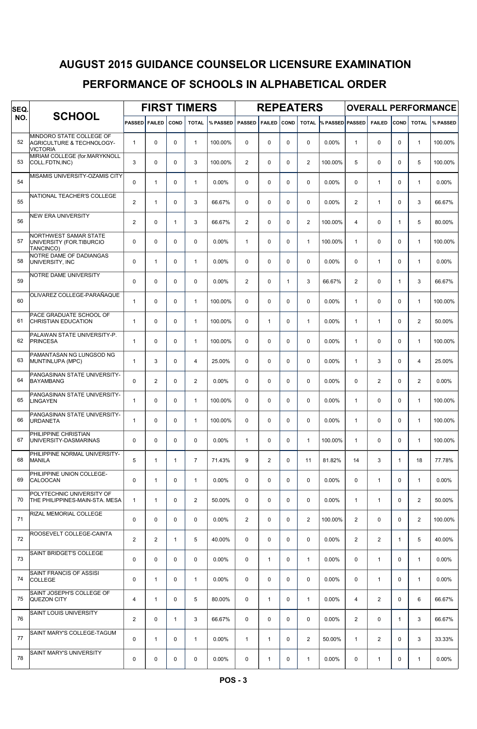# AUGUST 2015 GUIDANCE COUNSELOR LICENSURE EXAMINATION

# PERFORMANCE OF SCHOOLS IN ALPHABETICAL ORDER

| SEQ. NO. | SCHOOL | FIRST TIMERS | | | | | REPEATERS | | | | | OVERALL PERFORMANCE | | | | |
|---|---|---|---|---|---|---|---|---|---|---|---|---|---|---|---|---|
| | | PASSED | FAILED | COND | TOTAL | % PASSED | PASSED | FAILED | COND | TOTAL | % PASSED | PASSED | FAILED | COND | TOTAL | % PASSED |
| 52 | MINDORO STATE COLLEGE OF AGRICULTURE & TECHNOLOGY-VICTORIA | 1 | 0 | 0 | 1 | 100.00% | 0 | 0 | 0 | 0 | 0.00% | 1 | 0 | 0 | 1 | 100.00% |
| 53 | MIRIAM COLLEGE (for.MARYKNOLL COLL.FDTN,INC) | 3 | 0 | 0 | 3 | 100.00% | 2 | 0 | 0 | 2 | 100.00% | 5 | 0 | 0 | 5 | 100.00% |
| 54 | MISAMIS UNIVERSITY-OZAMIS CITY | 0 | 1 | 0 | 1 | 0.00% | 0 | 0 | 0 | 0 | 0.00% | 0 | 1 | 0 | 1 | 0.00% |
| 55 | NATIONAL TEACHER'S COLLEGE | 2 | 1 | 0 | 3 | 66.67% | 0 | 0 | 0 | 0 | 0.00% | 2 | 1 | 0 | 3 | 66.67% |
| 56 | NEW ERA UNIVERSITY | 2 | 0 | 1 | 3 | 66.67% | 2 | 0 | 0 | 2 | 100.00% | 4 | 0 | 1 | 5 | 80.00% |
| 57 | NORTHWEST SAMAR STATE UNIVERSITY (FOR.TIBURCIO TANCINCO) | 0 | 0 | 0 | 0 | 0.00% | 1 | 0 | 0 | 1 | 100.00% | 1 | 0 | 0 | 1 | 100.00% |
| 58 | NOTRE DAME OF DADIANGAS UNIVERSITY, INC | 0 | 1 | 0 | 1 | 0.00% | 0 | 0 | 0 | 0 | 0.00% | 0 | 1 | 0 | 1 | 0.00% |
| 59 | NOTRE DAME UNIVERSITY | 0 | 0 | 0 | 0 | 0.00% | 2 | 0 | 1 | 3 | 66.67% | 2 | 0 | 1 | 3 | 66.67% |
| 60 | OLIVAREZ COLLEGE-PARAÑAQUE | 1 | 0 | 0 | 1 | 100.00% | 0 | 0 | 0 | 0 | 0.00% | 1 | 0 | 0 | 1 | 100.00% |
| 61 | PACE GRADUATE SCHOOL OF CHRISTIAN EDUCATION | 1 | 0 | 0 | 1 | 100.00% | 0 | 1 | 0 | 1 | 0.00% | 1 | 1 | 0 | 2 | 50.00% |
| 62 | PALAWAN STATE UNIVERSITY-P. PRINCESA | 1 | 0 | 0 | 1 | 100.00% | 0 | 0 | 0 | 0 | 0.00% | 1 | 0 | 0 | 1 | 100.00% |
| 63 | PAMANTASAN NG LUNGSOD NG MUNTINLUPA (MPC) | 1 | 3 | 0 | 4 | 25.00% | 0 | 0 | 0 | 0 | 0.00% | 1 | 3 | 0 | 4 | 25.00% |
| 64 | PANGASINAN STATE UNIVERSITY-BAYAMBANG | 0 | 2 | 0 | 2 | 0.00% | 0 | 0 | 0 | 0 | 0.00% | 0 | 2 | 0 | 2 | 0.00% |
| 65 | PANGASINAN STATE UNIVERSITY-LINGAYEN | 1 | 0 | 0 | 1 | 100.00% | 0 | 0 | 0 | 0 | 0.00% | 1 | 0 | 0 | 1 | 100.00% |
| 66 | PANGASINAN STATE UNIVERSITY-URDANETA | 1 | 0 | 0 | 1 | 100.00% | 0 | 0 | 0 | 0 | 0.00% | 1 | 0 | 0 | 1 | 100.00% |
| 67 | PHILIPPINE CHRISTIAN UNIVERSITY-DASMARINAS | 0 | 0 | 0 | 0 | 0.00% | 1 | 0 | 0 | 1 | 100.00% | 1 | 0 | 0 | 1 | 100.00% |
| 68 | PHILIPPINE NORMAL UNIVERSITY-MANILA | 5 | 1 | 1 | 7 | 71.43% | 9 | 2 | 0 | 11 | 81.82% | 14 | 3 | 1 | 18 | 77.78% |
| 69 | PHILIPPINE UNION COLLEGE-CALOOCAN | 0 | 1 | 0 | 1 | 0.00% | 0 | 0 | 0 | 0 | 0.00% | 0 | 1 | 0 | 1 | 0.00% |
| 70 | POLYTECHNIC UNIVERSITY OF THE PHILIPPINES-MAIN-STA. MESA | 1 | 1 | 0 | 2 | 50.00% | 0 | 0 | 0 | 0 | 0.00% | 1 | 1 | 0 | 2 | 50.00% |
| 71 | RIZAL MEMORIAL COLLEGE | 0 | 0 | 0 | 0 | 0.00% | 2 | 0 | 0 | 2 | 100.00% | 2 | 0 | 0 | 2 | 100.00% |
| 72 | ROOSEVELT COLLEGE-CAINTA | 2 | 2 | 1 | 5 | 40.00% | 0 | 0 | 0 | 0 | 0.00% | 2 | 2 | 1 | 5 | 40.00% |
| 73 | SAINT BRIDGET'S COLLEGE | 0 | 0 | 0 | 0 | 0.00% | 0 | 1 | 0 | 1 | 0.00% | 0 | 1 | 0 | 1 | 0.00% |
| 74 | SAINT FRANCIS OF ASSISI COLLEGE | 0 | 1 | 0 | 1 | 0.00% | 0 | 0 | 0 | 0 | 0.00% | 0 | 1 | 0 | 1 | 0.00% |
| 75 | SAINT JOSEPH'S COLLEGE OF QUEZON CITY | 4 | 1 | 0 | 5 | 80.00% | 0 | 1 | 0 | 1 | 0.00% | 4 | 2 | 0 | 6 | 66.67% |
| 76 | SAINT LOUIS UNIVERSITY | 2 | 0 | 1 | 3 | 66.67% | 0 | 0 | 0 | 0 | 0.00% | 2 | 0 | 1 | 3 | 66.67% |
| 77 | SAINT MARY'S COLLEGE-TAGUM | 0 | 1 | 0 | 1 | 0.00% | 1 | 1 | 0 | 2 | 50.00% | 1 | 2 | 0 | 3 | 33.33% |
| 78 | SAINT MARY'S UNIVERSITY | 0 | 0 | 0 | 0 | 0.00% | 0 | 1 | 0 | 1 | 0.00% | 0 | 1 | 0 | 1 | 0.00% |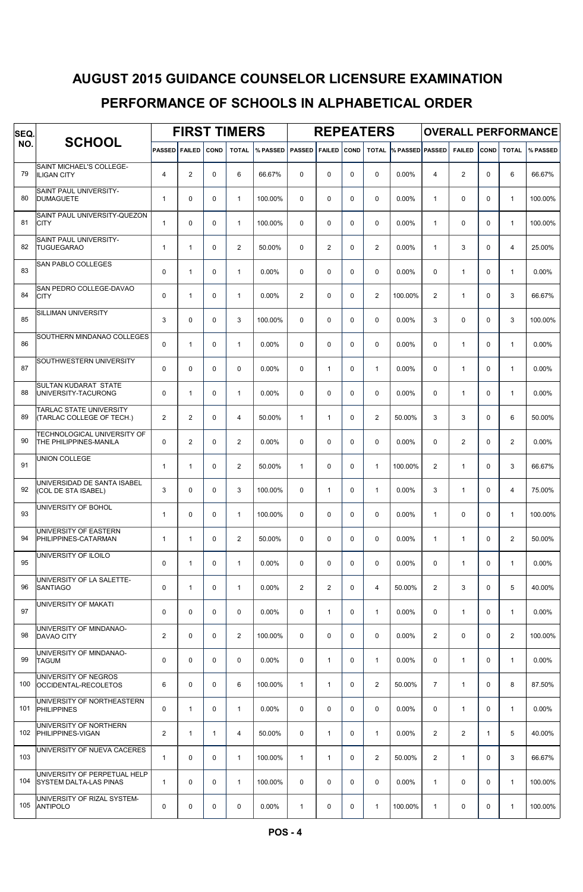# AUGUST 2015 GUIDANCE COUNSELOR LICENSURE EXAMINATION

## PERFORMANCE OF SCHOOLS IN ALPHABETICAL ORDER

| SEQ. NO. | SCHOOL | FIRST TIMERS | | | | | REPEATERS | | | | | OVERALL PERFORMANCE | | | | |
|---|---|---|---|---|---|---|---|---|---|---|---|---|---|---|---|---|
| | | PASSED | FAILED | COND | TOTAL | % PASSED | PASSED | FAILED | COND | TOTAL | % PASSED | PASSED | FAILED | COND | TOTAL | % PASSED |
| 79 | SAINT MICHAEL'S COLLEGE-ILIGAN CITY | 4 | 2 | 0 | 6 | 66.67% | 0 | 0 | 0 | 0 | 0.00% | 4 | 2 | 0 | 6 | 66.67% |
| 80 | SAINT PAUL UNIVERSITY-DUMAGUETE | 1 | 0 | 0 | 1 | 100.00% | 0 | 0 | 0 | 0 | 0.00% | 1 | 0 | 0 | 1 | 100.00% |
| 81 | SAINT PAUL UNIVERSITY-QUEZON CITY | 1 | 0 | 0 | 1 | 100.00% | 0 | 0 | 0 | 0 | 0.00% | 1 | 0 | 0 | 1 | 100.00% |
| 82 | SAINT PAUL UNIVERSITY-TUGUEGARAO | 1 | 1 | 0 | 2 | 50.00% | 0 | 2 | 0 | 2 | 0.00% | 1 | 3 | 0 | 4 | 25.00% |
| 83 | SAN PABLO COLLEGES | 0 | 1 | 0 | 1 | 0.00% | 0 | 0 | 0 | 0 | 0.00% | 0 | 1 | 0 | 1 | 0.00% |
| 84 | SAN PEDRO COLLEGE-DAVAO CITY | 0 | 1 | 0 | 1 | 0.00% | 2 | 0 | 0 | 2 | 100.00% | 2 | 1 | 0 | 3 | 66.67% |
| 85 | SILLIMAN UNIVERSITY | 3 | 0 | 0 | 3 | 100.00% | 0 | 0 | 0 | 0 | 0.00% | 3 | 0 | 0 | 3 | 100.00% |
| 86 | SOUTHERN MINDANAO COLLEGES | 0 | 1 | 0 | 1 | 0.00% | 0 | 0 | 0 | 0 | 0.00% | 0 | 1 | 0 | 1 | 0.00% |
| 87 | SOUTHWESTERN UNIVERSITY | 0 | 0 | 0 | 0 | 0.00% | 0 | 1 | 0 | 1 | 0.00% | 0 | 1 | 0 | 1 | 0.00% |
| 88 | SULTAN KUDARAT STATE UNIVERSITY-TACURONG | 0 | 1 | 0 | 1 | 0.00% | 0 | 0 | 0 | 0 | 0.00% | 0 | 1 | 0 | 1 | 0.00% |
| 89 | TARLAC STATE UNIVERSITY (TARLAC COLLEGE OF TECH.) | 2 | 2 | 0 | 4 | 50.00% | 1 | 1 | 0 | 2 | 50.00% | 3 | 3 | 0 | 6 | 50.00% |
| 90 | TECHNOLOGICAL UNIVERSITY OF THE PHILIPPINES-MANILA | 0 | 2 | 0 | 2 | 0.00% | 0 | 0 | 0 | 0 | 0.00% | 0 | 2 | 0 | 2 | 0.00% |
| 91 | UNION COLLEGE | 1 | 1 | 0 | 2 | 50.00% | 1 | 0 | 0 | 1 | 100.00% | 2 | 1 | 0 | 3 | 66.67% |
| 92 | UNIVERSIDAD DE SANTA ISABEL (COL DE STA ISABEL) | 3 | 0 | 0 | 3 | 100.00% | 0 | 1 | 0 | 1 | 0.00% | 3 | 1 | 0 | 4 | 75.00% |
| 93 | UNIVERSITY OF BOHOL | 1 | 0 | 0 | 1 | 100.00% | 0 | 0 | 0 | 0 | 0.00% | 1 | 0 | 0 | 1 | 100.00% |
| 94 | UNIVERSITY OF EASTERN PHILIPPINES-CATARMAN | 1 | 1 | 0 | 2 | 50.00% | 0 | 0 | 0 | 0 | 0.00% | 1 | 1 | 0 | 2 | 50.00% |
| 95 | UNIVERSITY OF ILOILO | 0 | 1 | 0 | 1 | 0.00% | 0 | 0 | 0 | 0 | 0.00% | 0 | 1 | 0 | 1 | 0.00% |
| 96 | UNIVERSITY OF LA SALETTE-SANTIAGO | 0 | 1 | 0 | 1 | 0.00% | 2 | 2 | 0 | 4 | 50.00% | 2 | 3 | 0 | 5 | 40.00% |
| 97 | UNIVERSITY OF MAKATI | 0 | 0 | 0 | 0 | 0.00% | 0 | 1 | 0 | 1 | 0.00% | 0 | 1 | 0 | 1 | 0.00% |
| 98 | UNIVERSITY OF MINDANAO-DAVAO CITY | 2 | 0 | 0 | 2 | 100.00% | 0 | 0 | 0 | 0 | 0.00% | 2 | 0 | 0 | 2 | 100.00% |
| 99 | UNIVERSITY OF MINDANAO-TAGUM | 0 | 0 | 0 | 0 | 0.00% | 0 | 1 | 0 | 1 | 0.00% | 0 | 1 | 0 | 1 | 0.00% |
| 100 | UNIVERSITY OF NEGROS OCCIDENTAL-RECOLETOS | 6 | 0 | 0 | 6 | 100.00% | 1 | 1 | 0 | 2 | 50.00% | 7 | 1 | 0 | 8 | 87.50% |
| 101 | UNIVERSITY OF NORTHEASTERN PHILIPPINES | 0 | 1 | 0 | 1 | 0.00% | 0 | 0 | 0 | 0 | 0.00% | 0 | 1 | 0 | 1 | 0.00% |
| 102 | UNIVERSITY OF NORTHERN PHILIPPINES-VIGAN | 2 | 1 | 1 | 4 | 50.00% | 0 | 1 | 0 | 1 | 0.00% | 2 | 2 | 1 | 5 | 40.00% |
| 103 | UNIVERSITY OF NUEVA CACERES | 1 | 0 | 0 | 1 | 100.00% | 1 | 1 | 0 | 2 | 50.00% | 2 | 1 | 0 | 3 | 66.67% |
| 104 | UNIVERSITY OF PERPETUAL HELP SYSTEM DALTA-LAS PINAS | 1 | 0 | 0 | 1 | 100.00% | 0 | 0 | 0 | 0 | 0.00% | 1 | 0 | 0 | 1 | 100.00% |
| 105 | UNIVERSITY OF RIZAL SYSTEM-ANTIPOLO | 0 | 0 | 0 | 0 | 0.00% | 1 | 0 | 0 | 1 | 100.00% | 1 | 0 | 0 | 1 | 100.00% |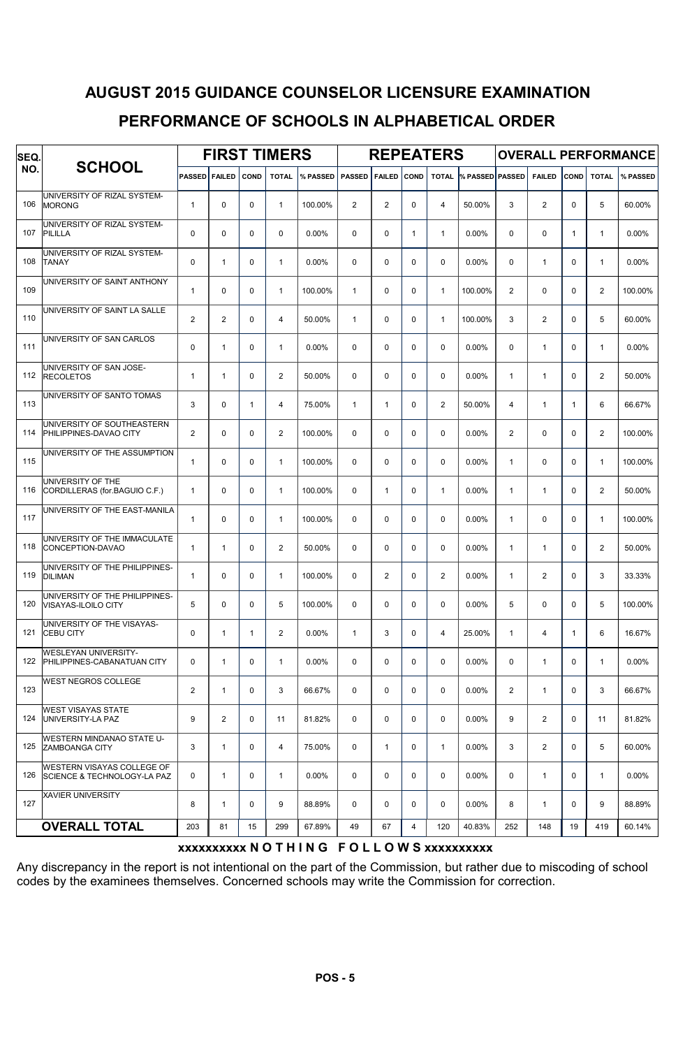## AUGUST 2015 GUIDANCE COUNSELOR LICENSURE EXAMINATION

## PERFORMANCE OF SCHOOLS IN ALPHABETICAL ORDER

| SEQ. NO. | SCHOOL | FIRST TIMERS | | | | | REPEATERS | | | | | OVERALL PERFORMANCE | | | | |
|---|---|---|---|---|---|---|---|---|---|---|---|---|---|---|---|---|
| | | PASSED | FAILED | COND | TOTAL | % PASSED | PASSED | FAILED | COND | TOTAL | % PASSED | PASSED | FAILED | COND | TOTAL | % PASSED |
| 106 | UNIVERSITY OF RIZAL SYSTEM-MORONG | 1 | 0 | 0 | 1 | 100.00% | 2 | 2 | 0 | 4 | 50.00% | 3 | 2 | 0 | 5 | 60.00% |
| 107 | UNIVERSITY OF RIZAL SYSTEM-PILILLA | 0 | 0 | 0 | 0 | 0.00% | 0 | 0 | 1 | 1 | 0.00% | 0 | 0 | 1 | 1 | 0.00% |
| 108 | UNIVERSITY OF RIZAL SYSTEM-TANAY | 0 | 1 | 0 | 1 | 0.00% | 0 | 0 | 0 | 0 | 0.00% | 0 | 1 | 0 | 1 | 0.00% |
| 109 | UNIVERSITY OF SAINT ANTHONY | 1 | 0 | 0 | 1 | 100.00% | 1 | 0 | 0 | 1 | 100.00% | 2 | 0 | 0 | 2 | 100.00% |
| 110 | UNIVERSITY OF SAINT LA SALLE | 2 | 2 | 0 | 4 | 50.00% | 1 | 0 | 0 | 1 | 100.00% | 3 | 2 | 0 | 5 | 60.00% |
| 111 | UNIVERSITY OF SAN CARLOS | 0 | 1 | 0 | 1 | 0.00% | 0 | 0 | 0 | 0 | 0.00% | 0 | 1 | 0 | 1 | 0.00% |
| 112 | UNIVERSITY OF SAN JOSE-RECOLETOS | 1 | 1 | 0 | 2 | 50.00% | 0 | 0 | 0 | 0 | 0.00% | 1 | 1 | 0 | 2 | 50.00% |
| 113 | UNIVERSITY OF SANTO TOMAS | 3 | 0 | 1 | 4 | 75.00% | 1 | 1 | 0 | 2 | 50.00% | 4 | 1 | 1 | 6 | 66.67% |
| 114 | UNIVERSITY OF SOUTHEASTERN PHILIPPINES-DAVAO CITY | 2 | 0 | 0 | 2 | 100.00% | 0 | 0 | 0 | 0 | 0.00% | 2 | 0 | 0 | 2 | 100.00% |
| 115 | UNIVERSITY OF THE ASSUMPTION | 1 | 0 | 0 | 1 | 100.00% | 0 | 0 | 0 | 0 | 0.00% | 1 | 0 | 0 | 1 | 100.00% |
| 116 | UNIVERSITY OF THE CORDILLERAS (for.BAGUIO C.F.) | 1 | 0 | 0 | 1 | 100.00% | 0 | 1 | 0 | 1 | 0.00% | 1 | 1 | 0 | 2 | 50.00% |
| 117 | UNIVERSITY OF THE EAST-MANILA | 1 | 0 | 0 | 1 | 100.00% | 0 | 0 | 0 | 0 | 0.00% | 1 | 0 | 0 | 1 | 100.00% |
| 118 | UNIVERSITY OF THE IMMACULATE CONCEPTION-DAVAO | 1 | 1 | 0 | 2 | 50.00% | 0 | 0 | 0 | 0 | 0.00% | 1 | 1 | 0 | 2 | 50.00% |
| 119 | UNIVERSITY OF THE PHILIPPINES-DILIMAN | 1 | 0 | 0 | 1 | 100.00% | 0 | 2 | 0 | 2 | 0.00% | 1 | 2 | 0 | 3 | 33.33% |
| 120 | UNIVERSITY OF THE PHILIPPINES-VISAYAS-ILOILO CITY | 5 | 0 | 0 | 5 | 100.00% | 0 | 0 | 0 | 0 | 0.00% | 5 | 0 | 0 | 5 | 100.00% |
| 121 | UNIVERSITY OF THE VISAYAS-CEBU CITY | 0 | 1 | 1 | 2 | 0.00% | 1 | 3 | 0 | 4 | 25.00% | 1 | 4 | 1 | 6 | 16.67% |
| 122 | WESLEYAN UNIVERSITY-PHILIPPINES-CABANATUAN CITY | 0 | 1 | 0 | 1 | 0.00% | 0 | 0 | 0 | 0 | 0.00% | 0 | 1 | 0 | 1 | 0.00% |
| 123 | WEST NEGROS COLLEGE | 2 | 1 | 0 | 3 | 66.67% | 0 | 0 | 0 | 0 | 0.00% | 2 | 1 | 0 | 3 | 66.67% |
| 124 | WEST VISAYAS STATE UNIVERSITY-LA PAZ | 9 | 2 | 0 | 11 | 81.82% | 0 | 0 | 0 | 0 | 0.00% | 9 | 2 | 0 | 11 | 81.82% |
| 125 | WESTERN MINDANAO STATE U-ZAMBOANGA CITY | 3 | 1 | 0 | 4 | 75.00% | 0 | 1 | 0 | 1 | 0.00% | 3 | 2 | 0 | 5 | 60.00% |
| 126 | WESTERN VISAYAS COLLEGE OF SCIENCE & TECHNOLOGY-LA PAZ | 0 | 1 | 0 | 1 | 0.00% | 0 | 0 | 0 | 0 | 0.00% | 0 | 1 | 0 | 1 | 0.00% |
| 127 | XAVIER UNIVERSITY | 8 | 1 | 0 | 9 | 88.89% | 0 | 0 | 0 | 0 | 0.00% | 8 | 1 | 0 | 9 | 88.89% |
| | **OVERALL TOTAL** | 203 | 81 | 15 | 299 | 67.89% | 49 | 67 | 4 | 120 | 40.83% | 252 | 148 | 19 | 419 | 60.14% |

**xxxxxxxxxx N O T H I N G F O L L O W S xxxxxxxxxx**

Any discrepancy in the report is not intentional on the part of the Commission, but rather due to miscoding of school codes by the examinees themselves. Concerned schools may write the Commission for correction.